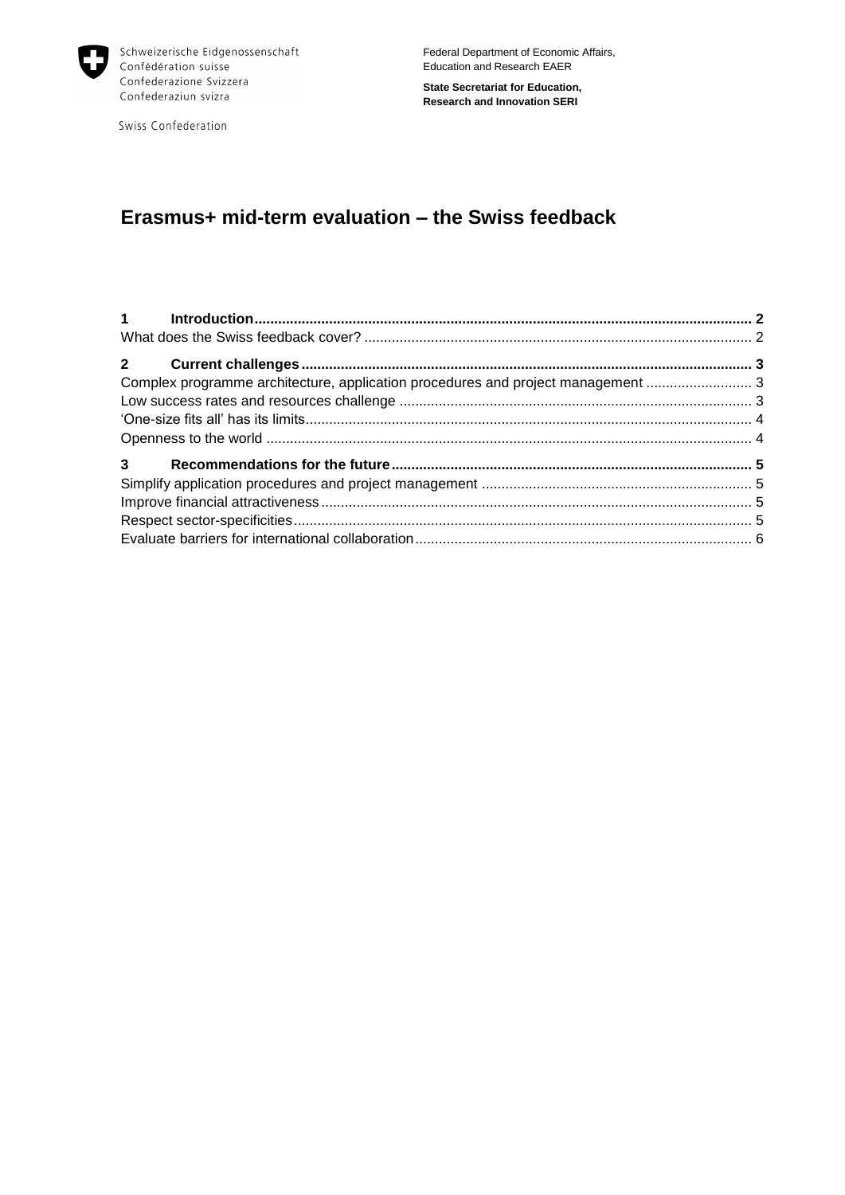Schweizerische Eidgenossenschaft
Confédération suisse
Confederazione Svizzera
Confederaziun svizra

Swiss Confederation

Federal Department of Economic Affairs, Education and Research EAER

**State Secretariat for Education, Research and Innovation SERI**

# Erasmus+ mid-term evaluation – the Swiss feedback

**1 Introduction** .......... 2
What does the Swiss feedback cover? .......... 2

**2 Current challenges** .......... 3
Complex programme architecture, application procedures and project management .......... 3
Low success rates and resources challenge .......... 3
'One-size fits all' has its limits .......... 4
Openness to the world .......... 4

**3 Recommendations for the future** .......... 5
Simplify application procedures and project management .......... 5
Improve financial attractiveness .......... 5
Respect sector-specificities .......... 5
Evaluate barriers for international collaboration .......... 6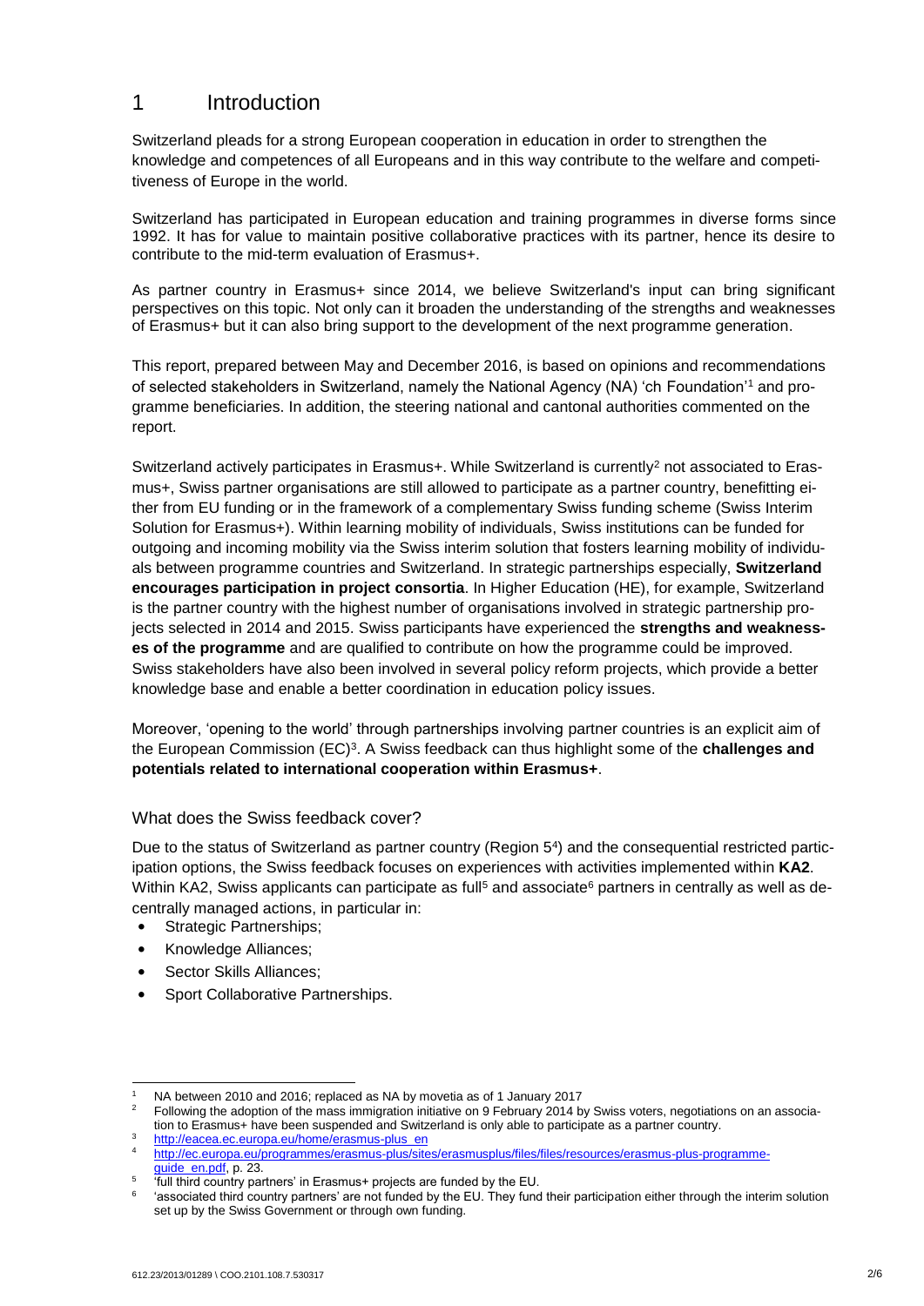# 1 Introduction

Switzerland pleads for a strong European cooperation in education in order to strengthen the knowledge and competences of all Europeans and in this way contribute to the welfare and competitiveness of Europe in the world.

Switzerland has participated in European education and training programmes in diverse forms since 1992. It has for value to maintain positive collaborative practices with its partner, hence its desire to contribute to the mid-term evaluation of Erasmus+.

As partner country in Erasmus+ since 2014, we believe Switzerland's input can bring significant perspectives on this topic. Not only can it broaden the understanding of the strengths and weaknesses of Erasmus+ but it can also bring support to the development of the next programme generation.

This report, prepared between May and December 2016, is based on opinions and recommendations of selected stakeholders in Switzerland, namely the National Agency (NA) 'ch Foundation'[1] and programme beneficiaries. In addition, the steering national and cantonal authorities commented on the report.

Switzerland actively participates in Erasmus+. While Switzerland is currently[2] not associated to Erasmus+, Swiss partner organisations are still allowed to participate as a partner country, benefitting either from EU funding or in the framework of a complementary Swiss funding scheme (Swiss Interim Solution for Erasmus+). Within learning mobility of individuals, Swiss institutions can be funded for outgoing and incoming mobility via the Swiss interim solution that fosters learning mobility of individuals between programme countries and Switzerland. In strategic partnerships especially, **Switzerland encourages participation in project consortia**. In Higher Education (HE), for example, Switzerland is the partner country with the highest number of organisations involved in strategic partnership projects selected in 2014 and 2015. Swiss participants have experienced the **strengths and weaknesses of the programme** and are qualified to contribute on how the programme could be improved. Swiss stakeholders have also been involved in several policy reform projects, which provide a better knowledge base and enable a better coordination in education policy issues.

Moreover, 'opening to the world' through partnerships involving partner countries is an explicit aim of the European Commission (EC)[3]. A Swiss feedback can thus highlight some of the **challenges and potentials related to international cooperation within Erasmus+**.

## What does the Swiss feedback cover?

Due to the status of Switzerland as partner country (Region 5[4]) and the consequential restricted participation options, the Swiss feedback focuses on experiences with activities implemented within **KA2**. Within KA2, Swiss applicants can participate as full[5] and associate[6] partners in centrally as well as decentrally managed actions, in particular in:

- Strategic Partnerships;
- Knowledge Alliances;
- Sector Skills Alliances;
- Sport Collaborative Partnerships.

---

[1] NA between 2010 and 2016; replaced as NA by movetia as of 1 January 2017

[2] Following the adoption of the mass immigration initiative on 9 February 2014 by Swiss voters, negotiations on an association to Erasmus+ have been suspended and Switzerland is only able to participate as a partner country.

[3] http://eacea.ec.europa.eu/home/erasmus-plus_en

[4] http://ec.europa.eu/programmes/erasmus-plus/sites/erasmusplus/files/files/resources/erasmus-plus-programme-guide_en.pdf, p. 23.

[5] 'full third country partners' in Erasmus+ projects are funded by the EU.

[6] 'associated third country partners' are not funded by the EU. They fund their participation either through the interim solution set up by the Swiss Government or through own funding.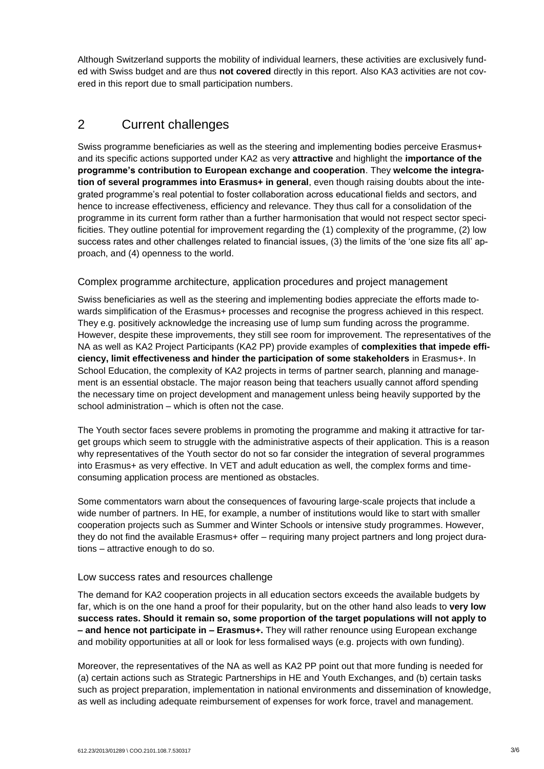Although Switzerland supports the mobility of individual learners, these activities are exclusively funded with Swiss budget and are thus **not covered** directly in this report. Also KA3 activities are not covered in this report due to small participation numbers.

## 2 Current challenges

Swiss programme beneficiaries as well as the steering and implementing bodies perceive Erasmus+ and its specific actions supported under KA2 as very **attractive** and highlight the **importance of the programme's contribution to European exchange and cooperation**. They **welcome the integration of several programmes into Erasmus+ in general**, even though raising doubts about the integrated programme's real potential to foster collaboration across educational fields and sectors, and hence to increase effectiveness, efficiency and relevance. They thus call for a consolidation of the programme in its current form rather than a further harmonisation that would not respect sector specificities. They outline potential for improvement regarding the (1) complexity of the programme, (2) low success rates and other challenges related to financial issues, (3) the limits of the 'one size fits all' approach, and (4) openness to the world.

### Complex programme architecture, application procedures and project management

Swiss beneficiaries as well as the steering and implementing bodies appreciate the efforts made towards simplification of the Erasmus+ processes and recognise the progress achieved in this respect. They e.g. positively acknowledge the increasing use of lump sum funding across the programme. However, despite these improvements, they still see room for improvement. The representatives of the NA as well as KA2 Project Participants (KA2 PP) provide examples of **complexities that impede efficiency, limit effectiveness and hinder the participation of some stakeholders** in Erasmus+. In School Education, the complexity of KA2 projects in terms of partner search, planning and management is an essential obstacle. The major reason being that teachers usually cannot afford spending the necessary time on project development and management unless being heavily supported by the school administration – which is often not the case.

The Youth sector faces severe problems in promoting the programme and making it attractive for target groups which seem to struggle with the administrative aspects of their application. This is a reason why representatives of the Youth sector do not so far consider the integration of several programmes into Erasmus+ as very effective. In VET and adult education as well, the complex forms and time-consuming application process are mentioned as obstacles.

Some commentators warn about the consequences of favouring large-scale projects that include a wide number of partners. In HE, for example, a number of institutions would like to start with smaller cooperation projects such as Summer and Winter Schools or intensive study programmes. However, they do not find the available Erasmus+ offer – requiring many project partners and long project durations – attractive enough to do so.

### Low success rates and resources challenge

The demand for KA2 cooperation projects in all education sectors exceeds the available budgets by far, which is on the one hand a proof for their popularity, but on the other hand also leads to **very low success rates. Should it remain so, some proportion of the target populations will not apply to – and hence not participate in – Erasmus+.** They will rather renounce using European exchange and mobility opportunities at all or look for less formalised ways (e.g. projects with own funding).

Moreover, the representatives of the NA as well as KA2 PP point out that more funding is needed for (a) certain actions such as Strategic Partnerships in HE and Youth Exchanges, and (b) certain tasks such as project preparation, implementation in national environments and dissemination of knowledge, as well as including adequate reimbursement of expenses for work force, travel and management.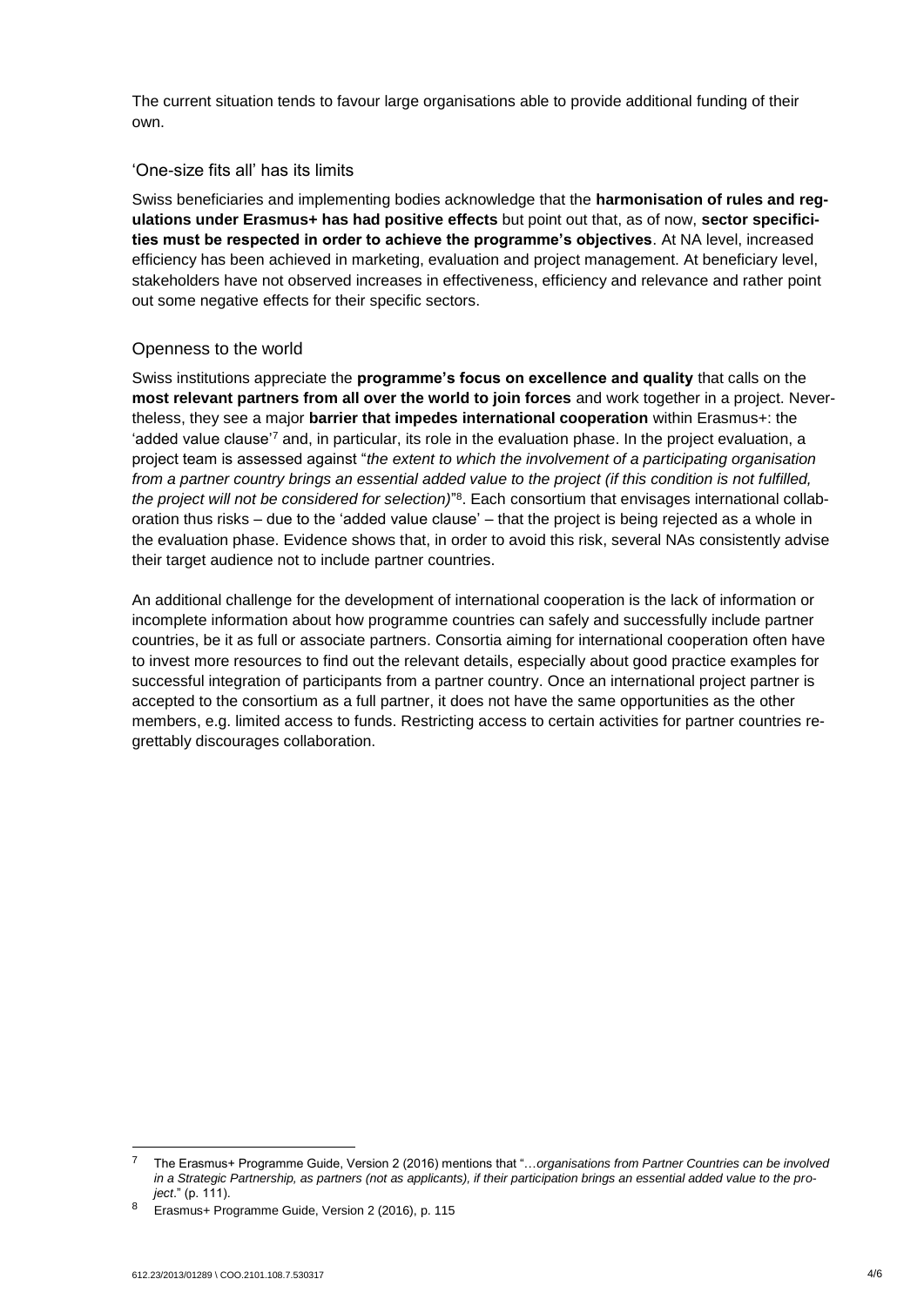The current situation tends to favour large organisations able to provide additional funding of their own.

### 'One-size fits all' has its limits

Swiss beneficiaries and implementing bodies acknowledge that the **harmonisation of rules and regulations under Erasmus+ has had positive effects** but point out that, as of now, **sector specificities must be respected in order to achieve the programme's objectives**. At NA level, increased efficiency has been achieved in marketing, evaluation and project management. At beneficiary level, stakeholders have not observed increases in effectiveness, efficiency and relevance and rather point out some negative effects for their specific sectors.

### Openness to the world

Swiss institutions appreciate the **programme's focus on excellence and quality** that calls on the **most relevant partners from all over the world to join forces** and work together in a project. Nevertheless, they see a major **barrier that impedes international cooperation** within Erasmus+: the 'added value clause'[7] and, in particular, its role in the evaluation phase. In the project evaluation, a project team is assessed against "*the extent to which the involvement of a participating organisation from a partner country brings an essential added value to the project (if this condition is not fulfilled, the project will not be considered for selection)*"[8]. Each consortium that envisages international collaboration thus risks – due to the 'added value clause' – that the project is being rejected as a whole in the evaluation phase. Evidence shows that, in order to avoid this risk, several NAs consistently advise their target audience not to include partner countries.

An additional challenge for the development of international cooperation is the lack of information or incomplete information about how programme countries can safely and successfully include partner countries, be it as full or associate partners. Consortia aiming for international cooperation often have to invest more resources to find out the relevant details, especially about good practice examples for successful integration of participants from a partner country. Once an international project partner is accepted to the consortium as a full partner, it does not have the same opportunities as the other members, e.g. limited access to funds. Restricting access to certain activities for partner countries regrettably discourages collaboration.

---

[7] The Erasmus+ Programme Guide, Version 2 (2016) mentions that "…*organisations from Partner Countries can be involved in a Strategic Partnership, as partners (not as applicants), if their participation brings an essential added value to the project*." (p. 111).

[8] Erasmus+ Programme Guide, Version 2 (2016), p. 115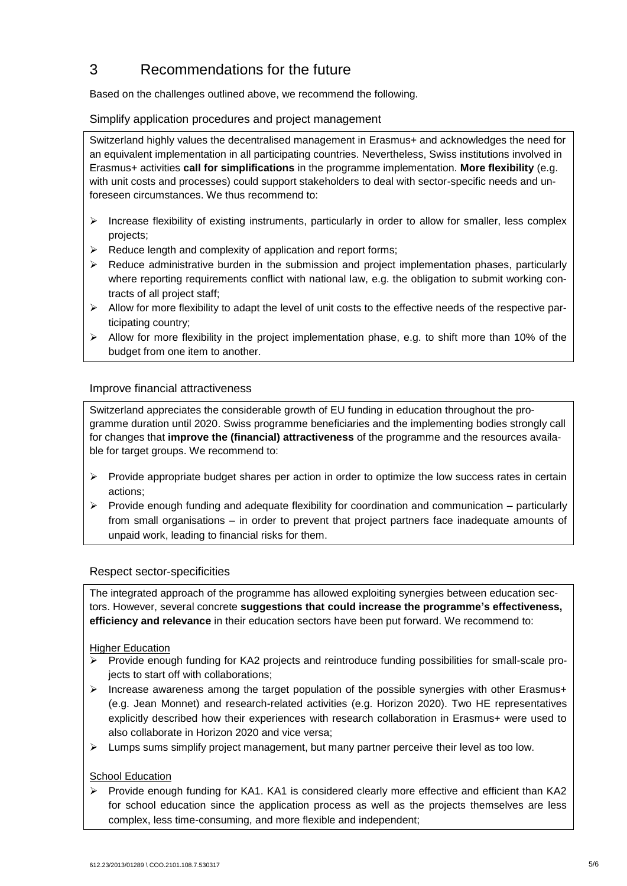# 3 Recommendations for the future

Based on the challenges outlined above, we recommend the following.

## Simplify application procedures and project management

Switzerland highly values the decentralised management in Erasmus+ and acknowledges the need for an equivalent implementation in all participating countries. Nevertheless, Swiss institutions involved in Erasmus+ activities **call for simplifications** in the programme implementation. **More flexibility** (e.g. with unit costs and processes) could support stakeholders to deal with sector-specific needs and unforeseen circumstances. We thus recommend to:

- Increase flexibility of existing instruments, particularly in order to allow for smaller, less complex projects;
- Reduce length and complexity of application and report forms;
- Reduce administrative burden in the submission and project implementation phases, particularly where reporting requirements conflict with national law, e.g. the obligation to submit working contracts of all project staff;
- Allow for more flexibility to adapt the level of unit costs to the effective needs of the respective participating country;
- Allow for more flexibility in the project implementation phase, e.g. to shift more than 10% of the budget from one item to another.

## Improve financial attractiveness

Switzerland appreciates the considerable growth of EU funding in education throughout the programme duration until 2020. Swiss programme beneficiaries and the implementing bodies strongly call for changes that **improve the (financial) attractiveness** of the programme and the resources available for target groups. We recommend to:

- Provide appropriate budget shares per action in order to optimize the low success rates in certain actions;
- Provide enough funding and adequate flexibility for coordination and communication – particularly from small organisations – in order to prevent that project partners face inadequate amounts of unpaid work, leading to financial risks for them.

## Respect sector-specificities

The integrated approach of the programme has allowed exploiting synergies between education sectors. However, several concrete **suggestions that could increase the programme's effectiveness, efficiency and relevance** in their education sectors have been put forward. We recommend to:

Higher Education

- Provide enough funding for KA2 projects and reintroduce funding possibilities for small-scale projects to start off with collaborations;
- Increase awareness among the target population of the possible synergies with other Erasmus+ (e.g. Jean Monnet) and research-related activities (e.g. Horizon 2020). Two HE representatives explicitly described how their experiences with research collaboration in Erasmus+ were used to also collaborate in Horizon 2020 and vice versa;
- Lumps sums simplify project management, but many partner perceive their level as too low.

School Education

- Provide enough funding for KA1. KA1 is considered clearly more effective and efficient than KA2 for school education since the application process as well as the projects themselves are less complex, less time-consuming, and more flexible and independent;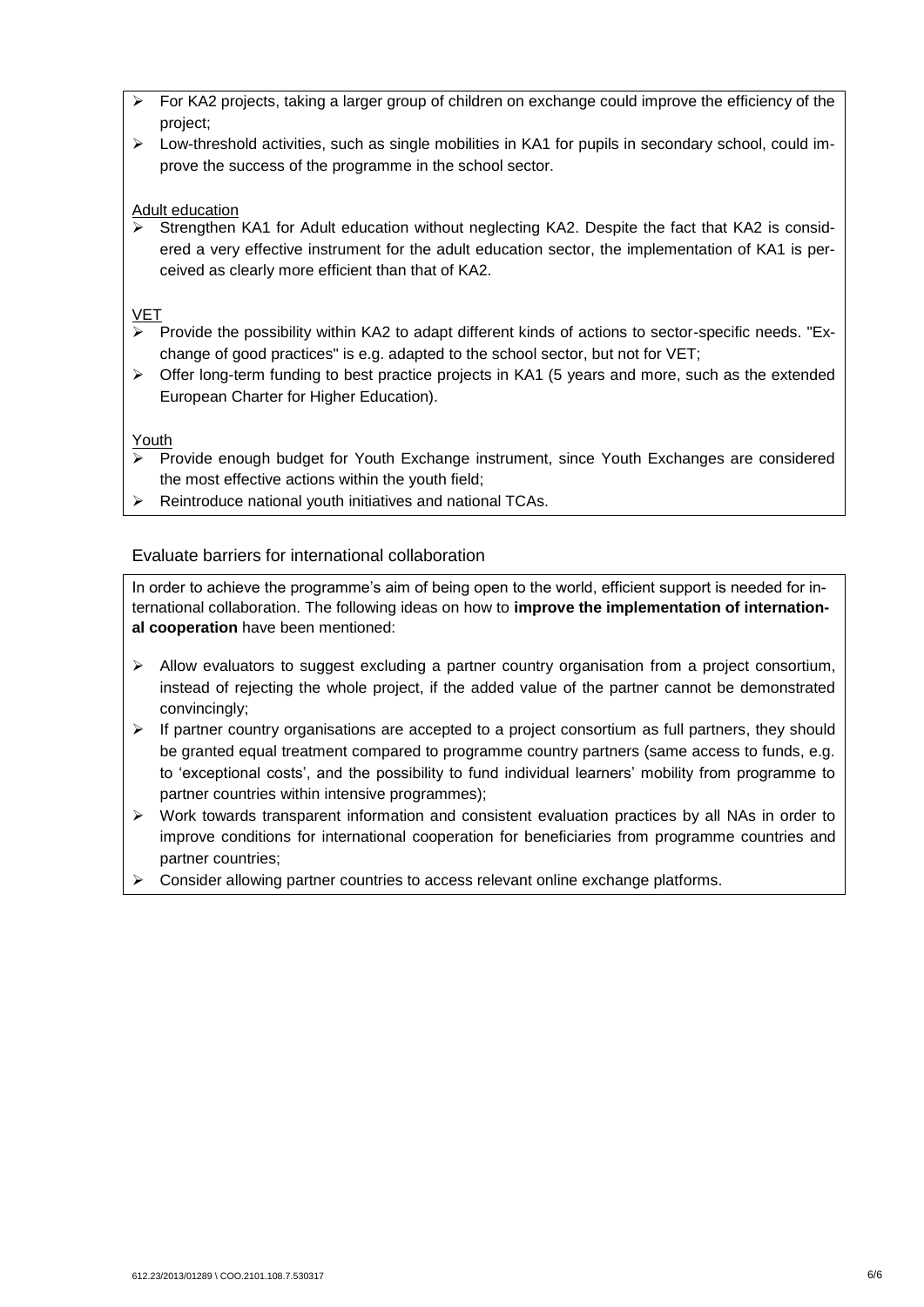- For KA2 projects, taking a larger group of children on exchange could improve the efficiency of the project;
- Low-threshold activities, such as single mobilities in KA1 for pupils in secondary school, could improve the success of the programme in the school sector.

Adult education

- Strengthen KA1 for Adult education without neglecting KA2. Despite the fact that KA2 is considered a very effective instrument for the adult education sector, the implementation of KA1 is perceived as clearly more efficient than that of KA2.

VET

- Provide the possibility within KA2 to adapt different kinds of actions to sector-specific needs. "Exchange of good practices" is e.g. adapted to the school sector, but not for VET;
- Offer long-term funding to best practice projects in KA1 (5 years and more, such as the extended European Charter for Higher Education).

Youth

- Provide enough budget for Youth Exchange instrument, since Youth Exchanges are considered the most effective actions within the youth field;
- Reintroduce national youth initiatives and national TCAs.

## Evaluate barriers for international collaboration

In order to achieve the programme's aim of being open to the world, efficient support is needed for international collaboration. The following ideas on how to **improve the implementation of international cooperation** have been mentioned:

- Allow evaluators to suggest excluding a partner country organisation from a project consortium, instead of rejecting the whole project, if the added value of the partner cannot be demonstrated convincingly;
- If partner country organisations are accepted to a project consortium as full partners, they should be granted equal treatment compared to programme country partners (same access to funds, e.g. to 'exceptional costs', and the possibility to fund individual learners' mobility from programme to partner countries within intensive programmes);
- Work towards transparent information and consistent evaluation practices by all NAs in order to improve conditions for international cooperation for beneficiaries from programme countries and partner countries;
- Consider allowing partner countries to access relevant online exchange platforms.

612.23/2013/01289 \ COO.2101.108.7.530317